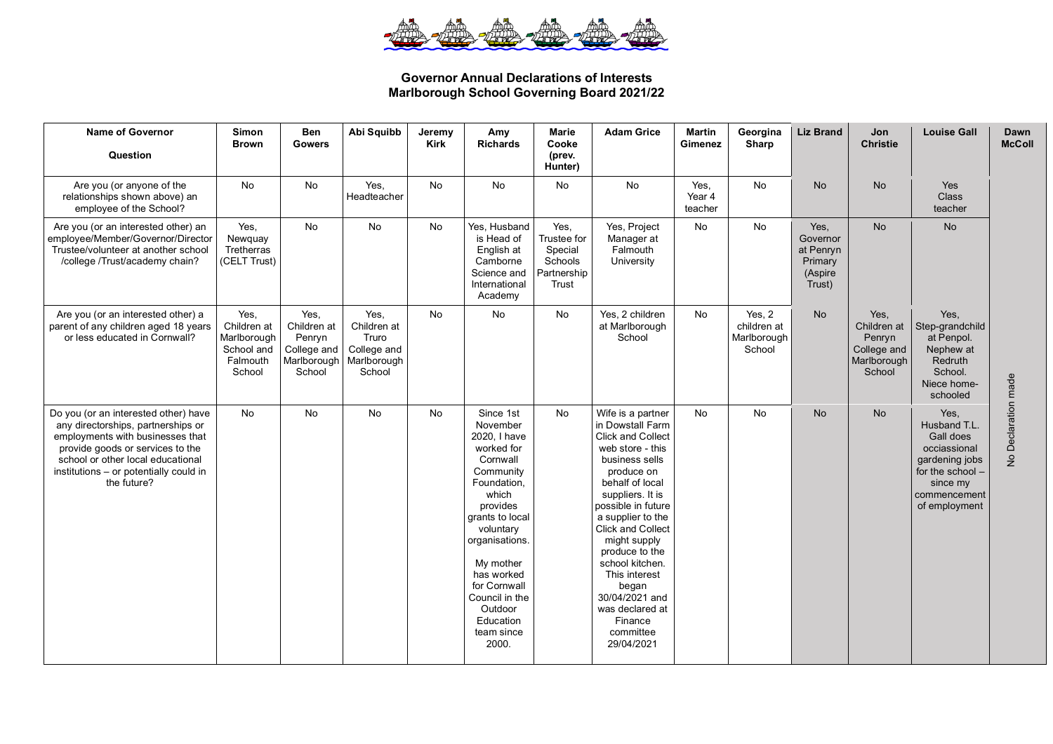## Governor Annual Declarations of Interests
## Marlborough School Governing Board 2021/22

| Name of Governor / Question | Simon Brown | Ben Gowers | Abi Squibb | Jeremy Kirk | Amy Richards | Marie Cooke (prev. Hunter) | Adam Grice | Martin Gimenez | Georgina Sharp | Liz Brand | Jon Christie | Louise Gall | Dawn McColl |
|---|---|---|---|---|---|---|---|---|---|---|---|---|---|
| Are you (or anyone of the relationships shown above) an employee of the School? | No | No | Yes, Headteacher | No | No | No | No | Yes, Year 4 teacher | No | No | No | Yes Class teacher | No Declaration made |
| Are you (or an interested other) an employee/Member/Governor/Director Trustee/volunteer at another school /college /Trust/academy chain? | Yes, Newquay Tretherras (CELT Trust) | No | No | No | Yes, Husband is Head of English at Camborne Science and International Academy | Yes, Trustee for Special Schools Partnership Trust | Yes, Project Manager at Falmouth University | No | No | Yes, Governor at Penryn Primary (Aspire Trust) | No | No | |
| Are you (or an interested other) a parent of any children aged 18 years or less educated in Cornwall? | Yes, Children at Marlborough School and Falmouth School | Yes, Children at Penryn College and Marlborough School | Yes, Children at Truro College and Marlborough School | No | No | No | Yes, 2 children at Marlborough School | No | Yes, 2 children at Marlborough School | No | Yes, Children at Penryn College and Marlborough School | Yes, Step-grandchild at Penpol. Nephew at Redruth School. Niece home-schooled | |
| Do you (or an interested other) have any directorships, partnerships or employments with businesses that provide goods or services to the school or other local educational institutions – or potentially could in the future? | No | No | No | No | Since 1st November 2020, I have worked for Cornwall Community Foundation, which provides grants to local voluntary organisations. My mother has worked for Cornwall Council in the Outdoor Education team since 2000. | No | Wife is a partner in Dowstall Farm Click and Collect web store - this business sells produce on behalf of local suppliers. It is possible in future a supplier to the Click and Collect might supply produce to the school kitchen. This interest began 30/04/2021 and was declared at Finance committee 29/04/2021 | No | No | No | No | Yes, Husband T.L. Gall does occiassional gardening jobs for the school – since my commencement of employment | |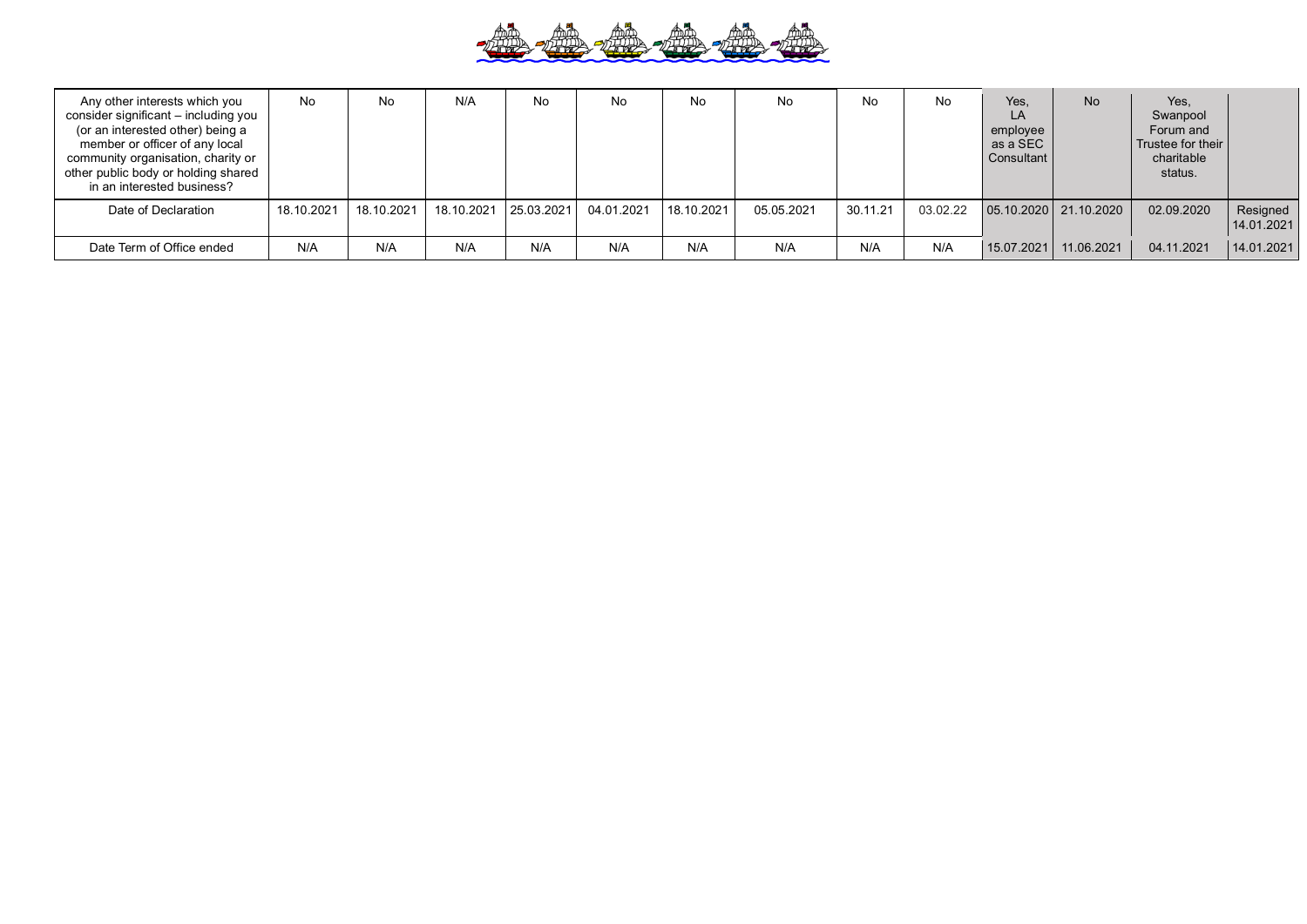| | | | | | | | | | | | | | |
|---|---|---|---|---|---|---|---|---|---|---|---|---|---|
| Any other interests which you consider significant – including you (or an interested other) being a member or officer of any local community organisation, charity or other public body or holding shared in an interested business? | No | No | N/A | No | No | No | No | No | No | Yes, LA employee as a SEC Consultant | No | Yes, Swanpool Forum and Trustee for their charitable status. | |
| Date of Declaration | 18.10.2021 | 18.10.2021 | 18.10.2021 | 25.03.2021 | 04.01.2021 | 18.10.2021 | 05.05.2021 | 30.11.21 | 03.02.22 | 05.10.2020 | 21.10.2020 | 02.09.2020 | Resigned 14.01.2021 |
| Date Term of Office ended | N/A | N/A | N/A | N/A | N/A | N/A | N/A | N/A | N/A | 15.07.2021 | 11.06.2021 | 04.11.2021 | 14.01.2021 |